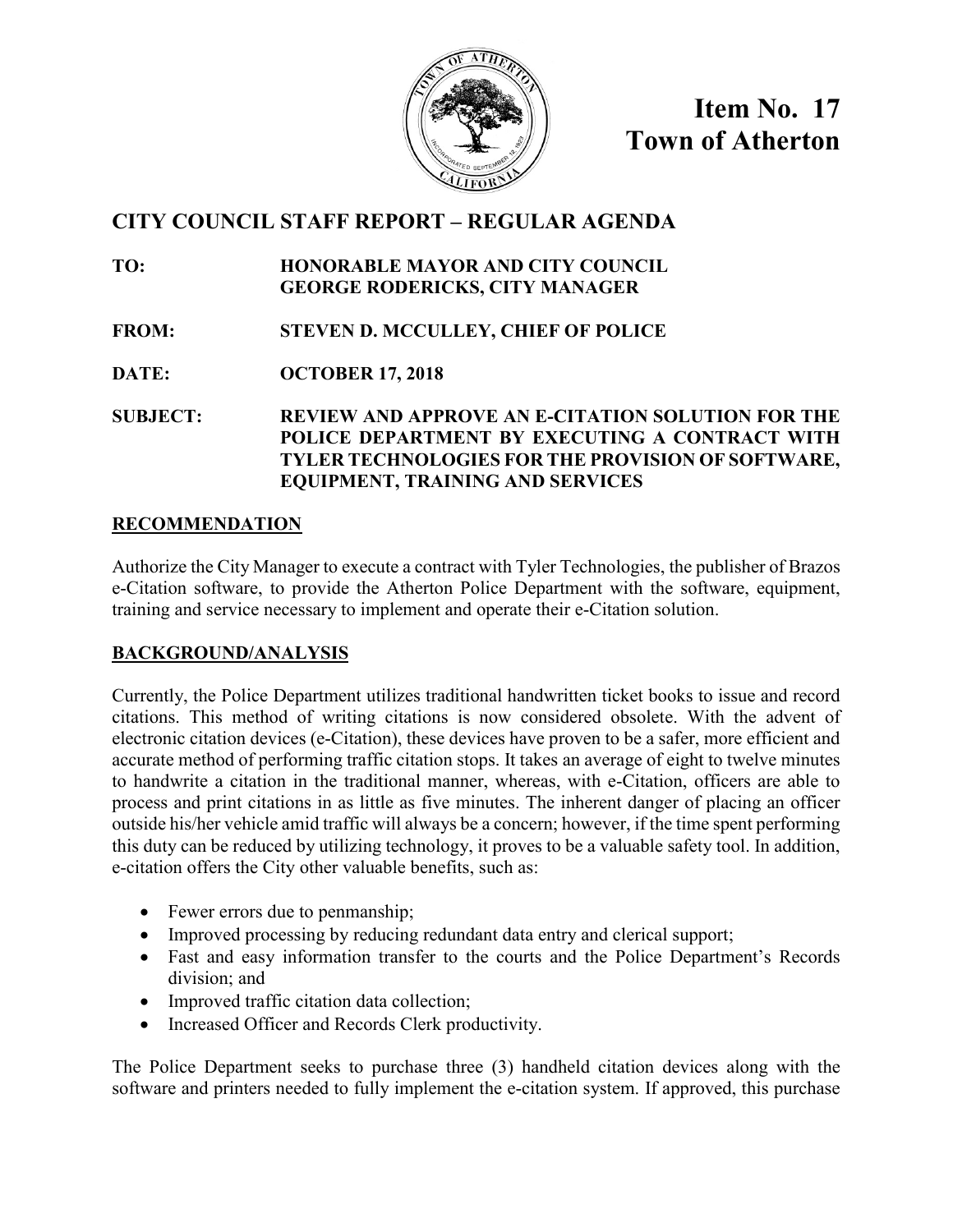# Item No. 17
# Town of Atherton

## CITY COUNCIL STAFF REPORT – REGULAR AGENDA

**TO:** HONORABLE MAYOR AND CITY COUNCIL
GEORGE RODERICKS, CITY MANAGER

**FROM:** STEVEN D. MCCULLEY, CHIEF OF POLICE

**DATE:** OCTOBER 17, 2018

**SUBJECT:** REVIEW AND APPROVE AN E-CITATION SOLUTION FOR THE POLICE DEPARTMENT BY EXECUTING A CONTRACT WITH TYLER TECHNOLOGIES FOR THE PROVISION OF SOFTWARE, EQUIPMENT, TRAINING AND SERVICES

### RECOMMENDATION

Authorize the City Manager to execute a contract with Tyler Technologies, the publisher of Brazos e-Citation software, to provide the Atherton Police Department with the software, equipment, training and service necessary to implement and operate their e-Citation solution.

### BACKGROUND/ANALYSIS

Currently, the Police Department utilizes traditional handwritten ticket books to issue and record citations. This method of writing citations is now considered obsolete. With the advent of electronic citation devices (e-Citation), these devices have proven to be a safer, more efficient and accurate method of performing traffic citation stops. It takes an average of eight to twelve minutes to handwrite a citation in the traditional manner, whereas, with e-Citation, officers are able to process and print citations in as little as five minutes. The inherent danger of placing an officer outside his/her vehicle amid traffic will always be a concern; however, if the time spent performing this duty can be reduced by utilizing technology, it proves to be a valuable safety tool. In addition, e-citation offers the City other valuable benefits, such as:

- Fewer errors due to penmanship;
- Improved processing by reducing redundant data entry and clerical support;
- Fast and easy information transfer to the courts and the Police Department's Records division; and
- Improved traffic citation data collection;
- Increased Officer and Records Clerk productivity.

The Police Department seeks to purchase three (3) handheld citation devices along with the software and printers needed to fully implement the e-citation system. If approved, this purchase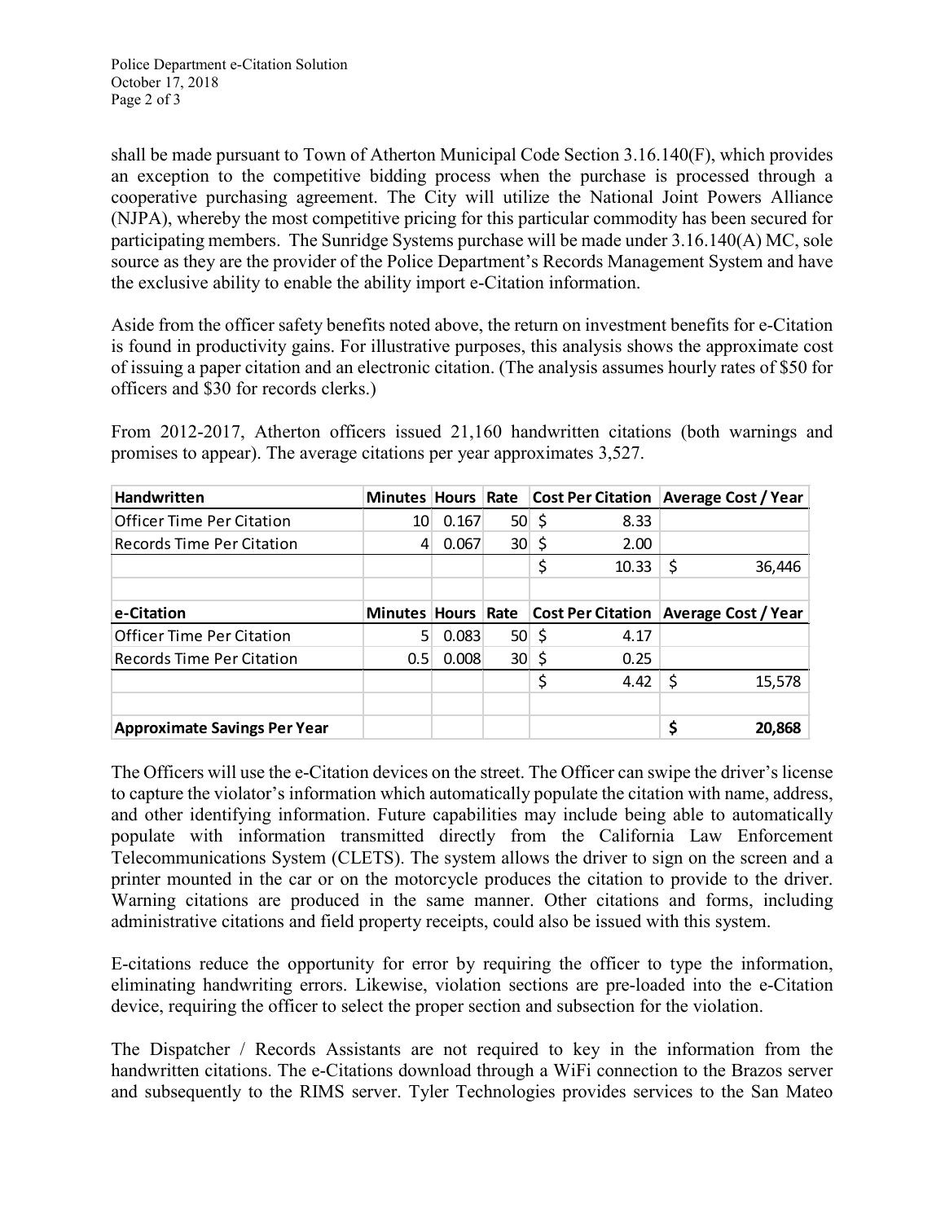shall be made pursuant to Town of Atherton Municipal Code Section 3.16.140(F), which provides an exception to the competitive bidding process when the purchase is processed through a cooperative purchasing agreement. The City will utilize the National Joint Powers Alliance (NJPA), whereby the most competitive pricing for this particular commodity has been secured for participating members. The Sunridge Systems purchase will be made under 3.16.140(A) MC, sole source as they are the provider of the Police Department's Records Management System and have the exclusive ability to enable the ability import e-Citation information.

Aside from the officer safety benefits noted above, the return on investment benefits for e-Citation is found in productivity gains. For illustrative purposes, this analysis shows the approximate cost of issuing a paper citation and an electronic citation. (The analysis assumes hourly rates of $50 for officers and $30 for records clerks.)

From 2012-2017, Atherton officers issued 21,160 handwritten citations (both warnings and promises to appear). The average citations per year approximates 3,527.

| **Handwritten** | **Minutes** | **Hours** | **Rate** | **Cost Per Citation** | **Average Cost / Year** |
|---|---|---|---|---|---|
| Officer Time Per Citation | 10 | 0.167 | 50 | $ 8.33 | |
| Records Time Per Citation | 4 | 0.067 | 30 | $ 2.00 | |
| | | | | $ 10.33 | $ 36,446 |
| | | | | | |
| **e-Citation** | **Minutes** | **Hours** | **Rate** | **Cost Per Citation** | **Average Cost / Year** |
| Officer Time Per Citation | 5 | 0.083 | 50 | $ 4.17 | |
| Records Time Per Citation | 0.5 | 0.008 | 30 | $ 0.25 | |
| | | | | $ 4.42 | $ 15,578 |
| | | | | | |
| **Approximate Savings Per Year** | | | | | **$ 20,868** |

The Officers will use the e-Citation devices on the street. The Officer can swipe the driver's license to capture the violator's information which automatically populate the citation with name, address, and other identifying information. Future capabilities may include being able to automatically populate with information transmitted directly from the California Law Enforcement Telecommunications System (CLETS). The system allows the driver to sign on the screen and a printer mounted in the car or on the motorcycle produces the citation to provide to the driver. Warning citations are produced in the same manner. Other citations and forms, including administrative citations and field property receipts, could also be issued with this system.

E-citations reduce the opportunity for error by requiring the officer to type the information, eliminating handwriting errors. Likewise, violation sections are pre-loaded into the e-Citation device, requiring the officer to select the proper section and subsection for the violation.

The Dispatcher / Records Assistants are not required to key in the information from the handwritten citations. The e-Citations download through a WiFi connection to the Brazos server and subsequently to the RIMS server. Tyler Technologies provides services to the San Mateo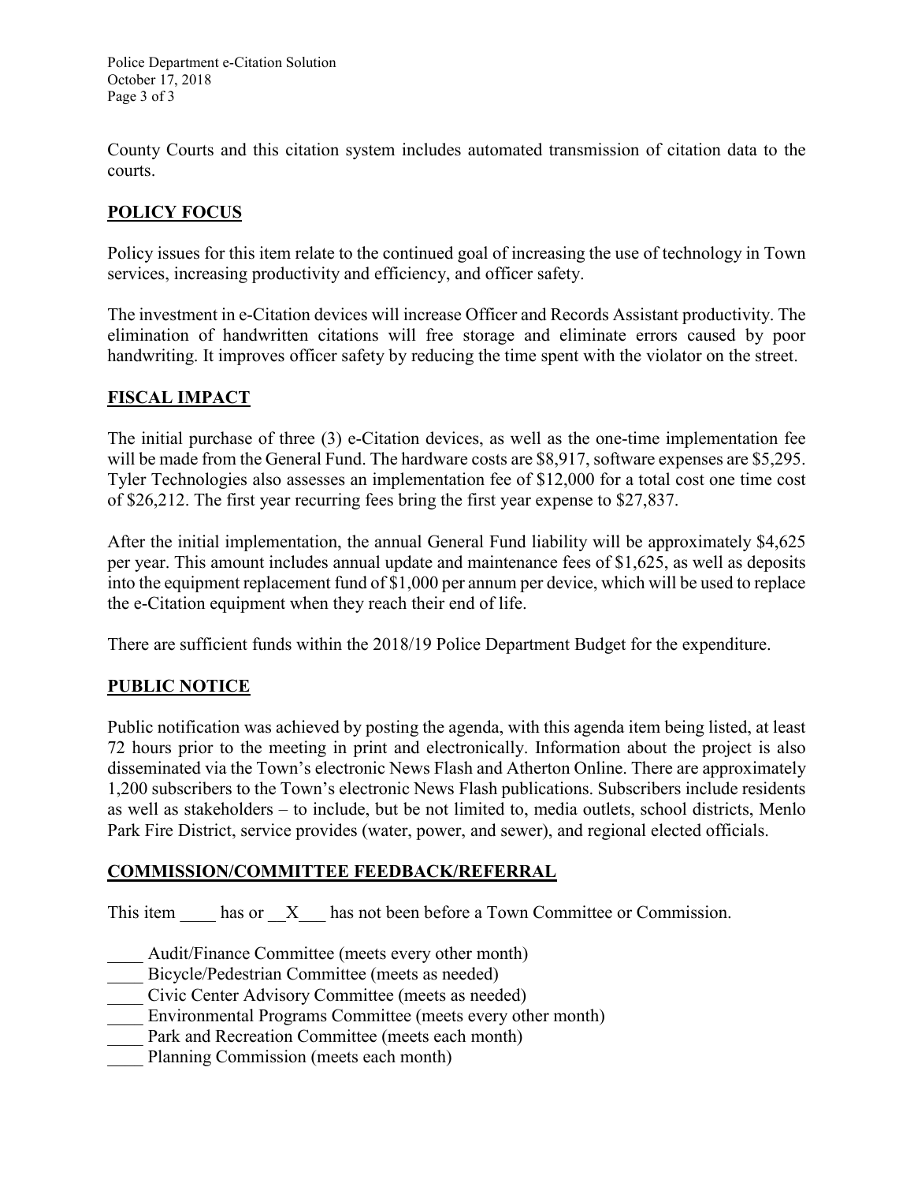County Courts and this citation system includes automated transmission of citation data to the courts.

## POLICY FOCUS

Policy issues for this item relate to the continued goal of increasing the use of technology in Town services, increasing productivity and efficiency, and officer safety.

The investment in e-Citation devices will increase Officer and Records Assistant productivity. The elimination of handwritten citations will free storage and eliminate errors caused by poor handwriting. It improves officer safety by reducing the time spent with the violator on the street.

## FISCAL IMPACT

The initial purchase of three (3) e-Citation devices, as well as the one-time implementation fee will be made from the General Fund. The hardware costs are $8,917, software expenses are $5,295. Tyler Technologies also assesses an implementation fee of $12,000 for a total cost one time cost of $26,212. The first year recurring fees bring the first year expense to $27,837.

After the initial implementation, the annual General Fund liability will be approximately $4,625 per year. This amount includes annual update and maintenance fees of $1,625, as well as deposits into the equipment replacement fund of $1,000 per annum per device, which will be used to replace the e-Citation equipment when they reach their end of life.

There are sufficient funds within the 2018/19 Police Department Budget for the expenditure.

## PUBLIC NOTICE

Public notification was achieved by posting the agenda, with this agenda item being listed, at least 72 hours prior to the meeting in print and electronically. Information about the project is also disseminated via the Town's electronic News Flash and Atherton Online. There are approximately 1,200 subscribers to the Town's electronic News Flash publications. Subscribers include residents as well as stakeholders – to include, but be not limited to, media outlets, school districts, Menlo Park Fire District, service provides (water, power, and sewer), and regional elected officials.

## COMMISSION/COMMITTEE FEEDBACK/REFERRAL

This item ____ has or __X___ has not been before a Town Committee or Commission.

____ Audit/Finance Committee (meets every other month)
____ Bicycle/Pedestrian Committee (meets as needed)
____ Civic Center Advisory Committee (meets as needed)
____ Environmental Programs Committee (meets every other month)
____ Park and Recreation Committee (meets each month)
____ Planning Commission (meets each month)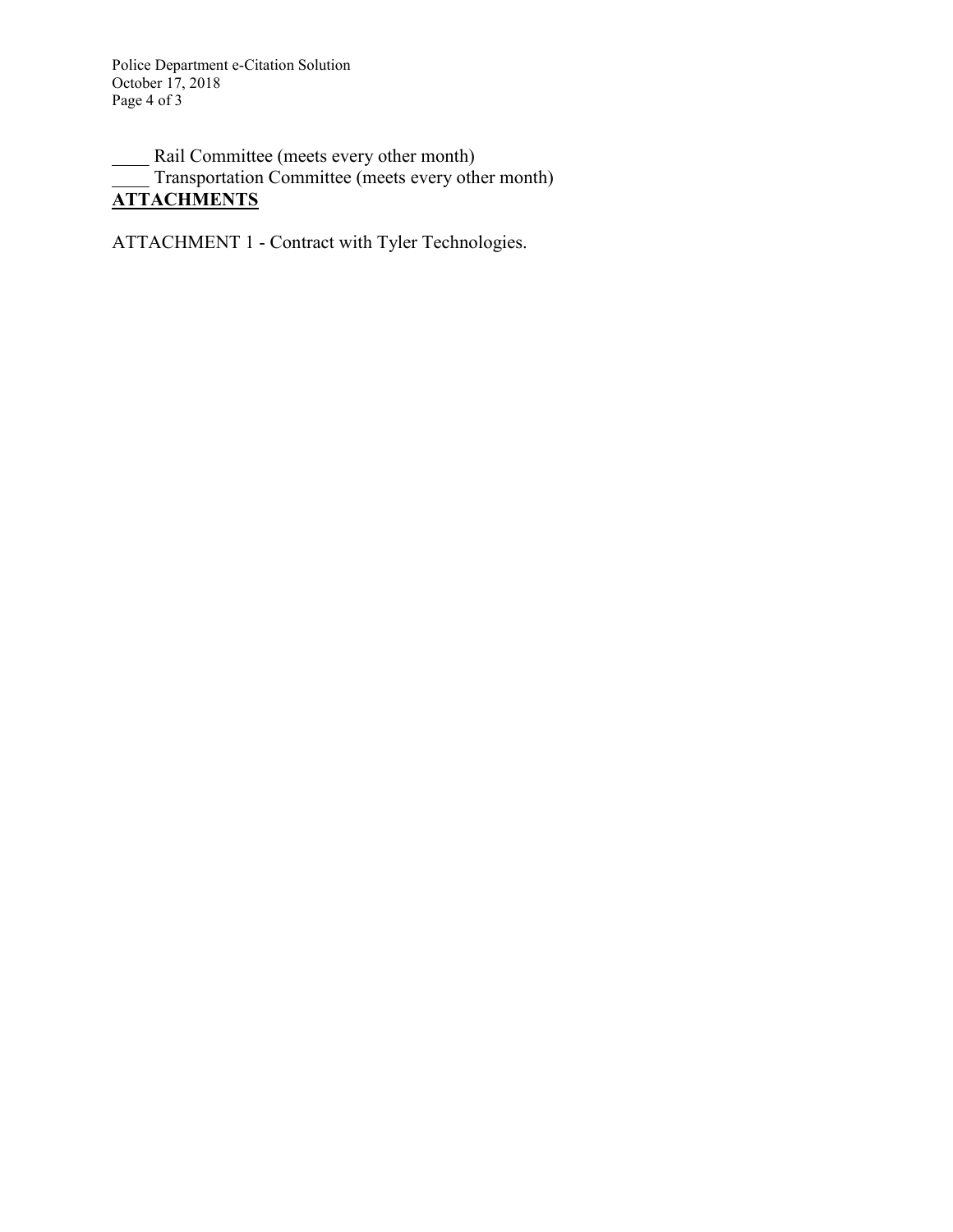____ Rail Committee (meets every other month)
____ Transportation Committee (meets every other month)

**ATTACHMENTS**

ATTACHMENT 1 - Contract with Tyler Technologies.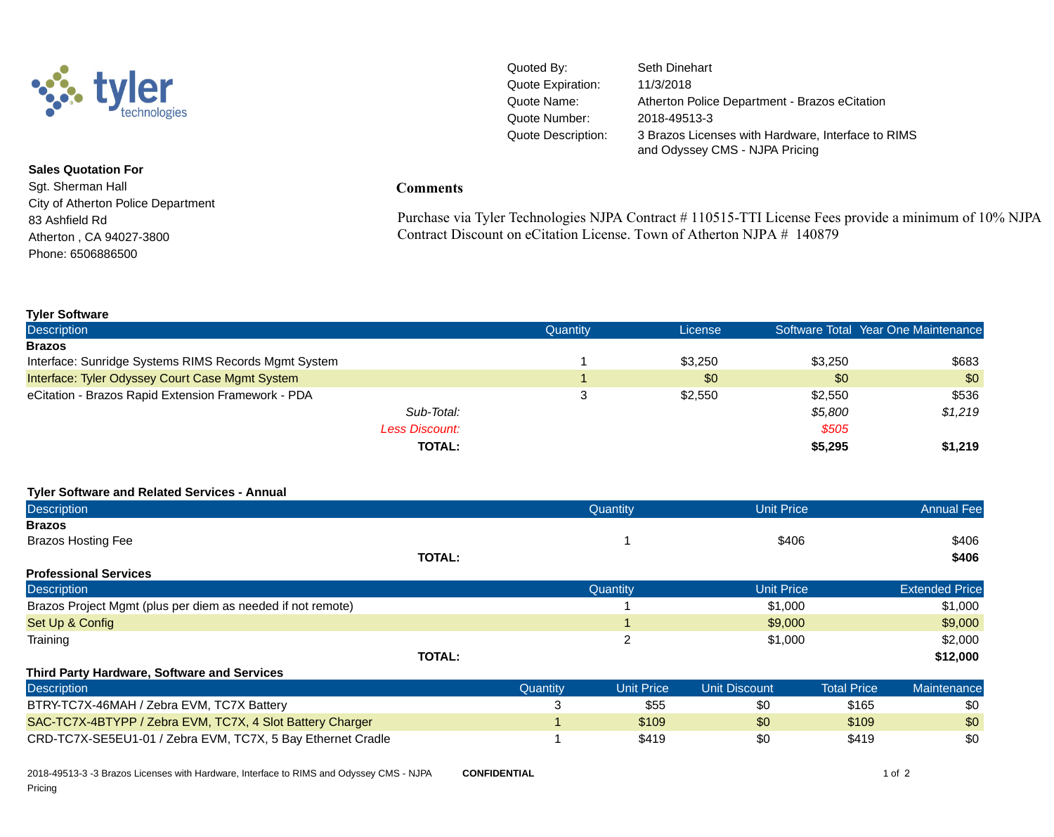tyler technologies

| | |
|---|---|
| Quoted By: | Seth Dinehart |
| Quote Expiration: | 11/3/2018 |
| Quote Name: | Atherton Police Department - Brazos eCitation |
| Quote Number: | 2018-49513-3 |
| Quote Description: | 3 Brazos Licenses with Hardware, Interface to RIMS and Odyssey CMS - NJPA Pricing |

**Sales Quotation For**
Sgt. Sherman Hall
City of Atherton Police Department
83 Ashfield Rd
Atherton , CA 94027-3800
Phone: 6506886500

**Comments**

Purchase via Tyler Technologies NJPA Contract # 110515-TTI License Fees provide a minimum of 10% NJPA Contract Discount on eCitation License. Town of Atherton NJPA # 140879

### Tyler Software

| Description | Quantity | License | Software Total | Year One Maintenance |
|---|---|---|---|---|
| **Brazos** | | | | |
| Interface: Sunridge Systems RIMS Records Mgmt System | 1 | $3,250 | $3,250 | $683 |
| Interface: Tyler Odyssey Court Case Mgmt System | 1 | $0 | $0 | $0 |
| eCitation - Brazos Rapid Extension Framework - PDA | 3 | $2,550 | $2,550 | $536 |
| *Sub-Total:* | | | *$5,800* | *$1,219* |
| *Less Discount:* | | | *$505* | |
| **TOTAL:** | | | **$5,295** | **$1,219** |

### Tyler Software and Related Services - Annual

| Description | Quantity | Unit Price | Annual Fee |
|---|---|---|---|
| **Brazos** | | | |
| Brazos Hosting Fee | 1 | $406 | $406 |
| **TOTAL:** | | | **$406** |

### Professional Services

| Description | Quantity | Unit Price | Extended Price |
|---|---|---|---|
| Brazos Project Mgmt (plus per diem as needed if not remote) | 1 | $1,000 | $1,000 |
| Set Up & Config | 1 | $9,000 | $9,000 |
| Training | 2 | $1,000 | $2,000 |
| **TOTAL:** | | | **$12,000** |

### Third Party Hardware, Software and Services

| Description | Quantity | Unit Price | Unit Discount | Total Price | Maintenance |
|---|---|---|---|---|---|
| BTRY-TC7X-46MAH / Zebra EVM, TC7X Battery | 3 | $55 | $0 | $165 | $0 |
| SAC-TC7X-4BTYPP / Zebra EVM, TC7X, 4 Slot Battery Charger | 1 | $109 | $0 | $109 | $0 |
| CRD-TC7X-SE5EU1-01 / Zebra EVM, TC7X, 5 Bay Ethernet Cradle | 1 | $419 | $0 | $419 | $0 |

2018-49513-3 -3 Brazos Licenses with Hardware, Interface to RIMS and Odyssey CMS - NJPA Pricing **CONFIDENTIAL**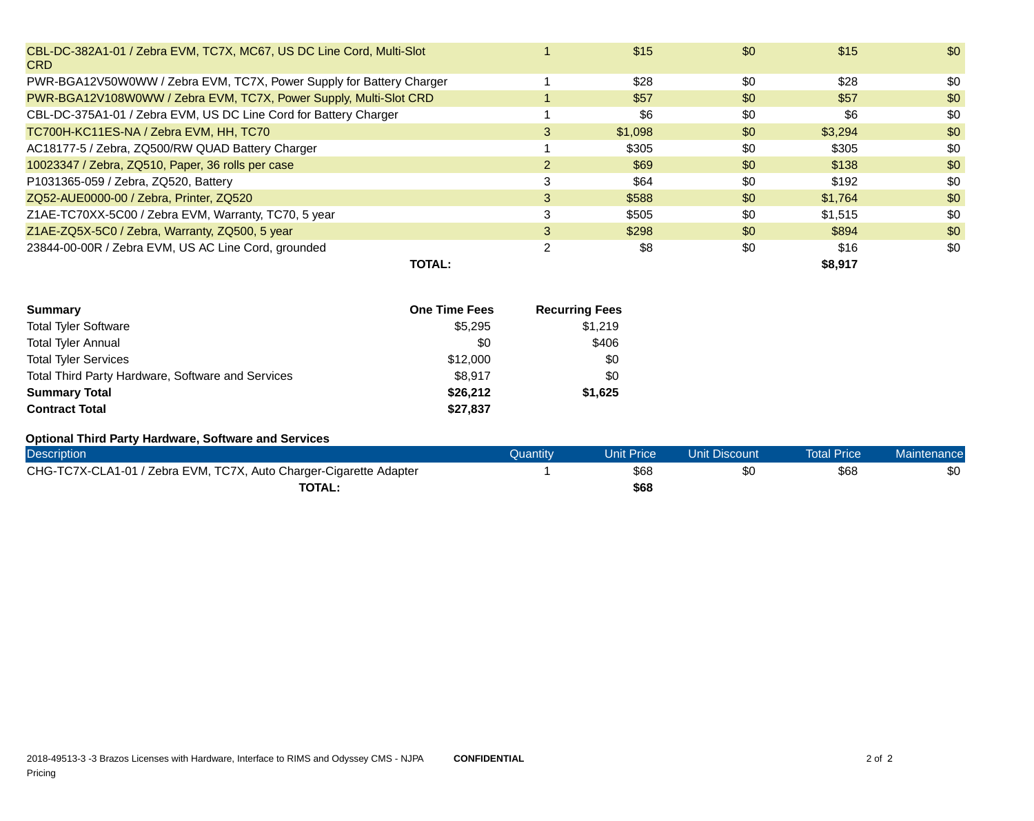| | | | | | |
|---|---|---|---|---|---|
| CBL-DC-382A1-01 / Zebra EVM, TC7X, MC67, US DC Line Cord, Multi-Slot CRD | 1 | $15 | $0 | $15 | $0 |
| PWR-BGA12V50W0WW / Zebra EVM, TC7X, Power Supply for Battery Charger | 1 | $28 | $0 | $28 | $0 |
| PWR-BGA12V108W0WW / Zebra EVM, TC7X, Power Supply, Multi-Slot CRD | 1 | $57 | $0 | $57 | $0 |
| CBL-DC-375A1-01 / Zebra EVM, US DC Line Cord for Battery Charger | 1 | $6 | $0 | $6 | $0 |
| TC700H-KC11ES-NA / Zebra EVM, HH, TC70 | 3 | $1,098 | $0 | $3,294 | $0 |
| AC18177-5 / Zebra, ZQ500/RW QUAD Battery Charger | 1 | $305 | $0 | $305 | $0 |
| 10023347 / Zebra, ZQ510, Paper, 36 rolls per case | 2 | $69 | $0 | $138 | $0 |
| P1031365-059 / Zebra, ZQ520, Battery | 3 | $64 | $0 | $192 | $0 |
| ZQ52-AUE0000-00 / Zebra, Printer, ZQ520 | 3 | $588 | $0 | $1,764 | $0 |
| Z1AE-TC70XX-5C00 / Zebra EVM, Warranty, TC70, 5 year | 3 | $505 | $0 | $1,515 | $0 |
| Z1AE-ZQ5X-5C0 / Zebra, Warranty, ZQ500, 5 year | 3 | $298 | $0 | $894 | $0 |
| 23844-00-00R / Zebra EVM, US AC Line Cord, grounded | 2 | $8 | $0 | $16 | $0 |
| **TOTAL:** | | | | **$8,917** | |

| Summary | One Time Fees | Recurring Fees |
|---|---|---|
| Total Tyler Software | $5,295 | $1,219 |
| Total Tyler Annual | $0 | $406 |
| Total Tyler Services | $12,000 | $0 |
| Total Third Party Hardware, Software and Services | $8,917 | $0 |
| **Summary Total** | **$26,212** | **$1,625** |
| **Contract Total** | **$27,837** | |

**Optional Third Party Hardware, Software and Services**

| Description | Quantity | Unit Price | Unit Discount | Total Price | Maintenance |
|---|---|---|---|---|---|
| CHG-TC7X-CLA1-01 / Zebra EVM, TC7X, Auto Charger-Cigarette Adapter | 1 | $68 | $0 | $68 | $0 |
| **TOTAL:** | | **$68** | | | |

2018-49513-3 -3 Brazos Licenses with Hardware, Interface to RIMS and Odyssey CMS - NJPA Pricing **CONFIDENTIAL**